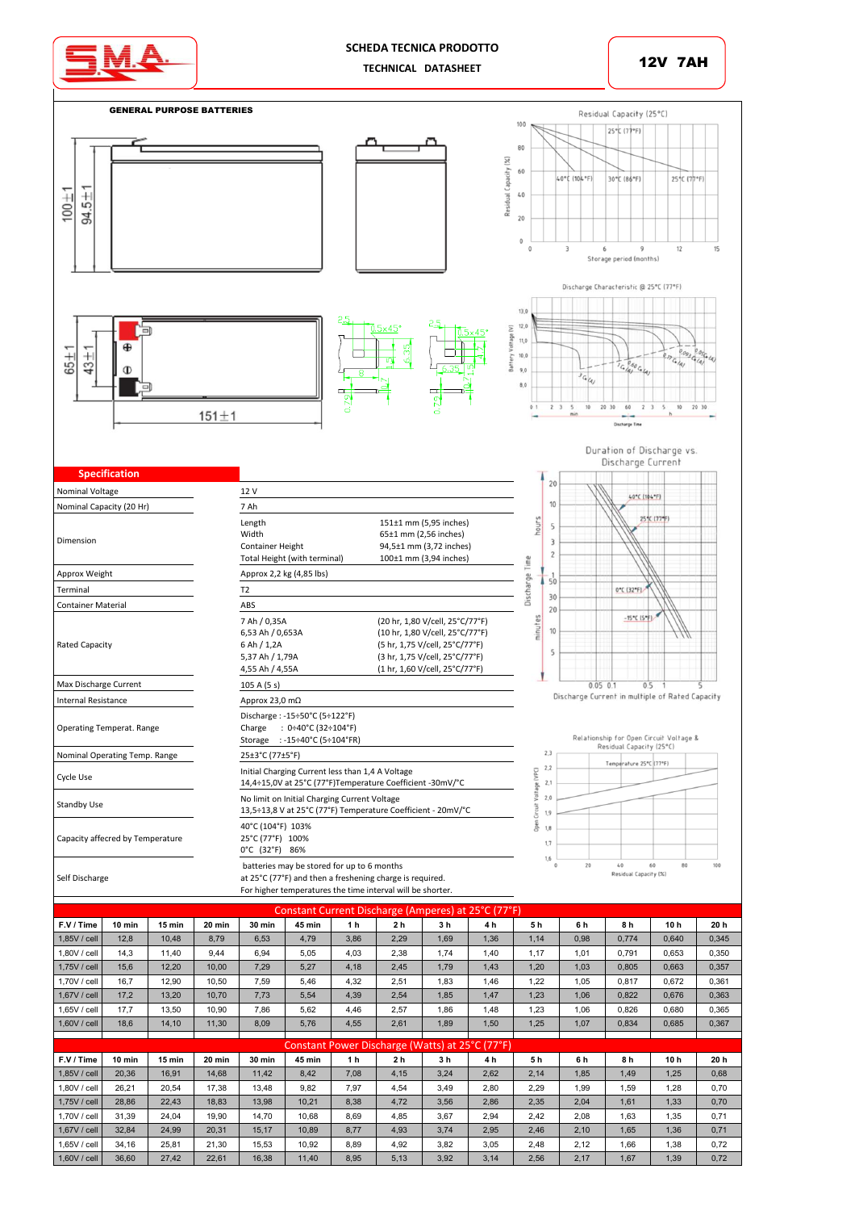SCHEDA TECNICA PRODOTTO

TECHNICAL DATASHEET

**12V 7AH**

**GENERAL PURPOSE BATTERIES**

## Specification

| | |
|---|---|
| Nominal Voltage | 12 V |
| Nominal Capacity (20 Hr) | 7 Ah |
| Dimension | Length 151±1 mm (5,95 inches)<br>Width 65±1 mm (2,56 inches)<br>Container Height 94,5±1 mm (3,72 inches)<br>Total Height (with terminal) 100±1 mm (3,94 inches) |
| Approx Weight | Approx 2,2 kg (4,85 lbs) |
| Terminal | T2 |
| Container Material | ABS |
| Rated Capacity | 7 Ah / 0,35A (20 hr, 1,80 V/cell, 25°C/77°F)<br>6,53 Ah / 0,653A (10 hr, 1,80 V/cell, 25°C/77°F)<br>6 Ah / 1,2A (5 hr, 1,75 V/cell, 25°C/77°F)<br>5,37 Ah / 1,79A (3 hr, 1,75 V/cell, 25°C/77°F)<br>4,55 Ah / 4,55A (1 hr, 1,60 V/cell, 25°C/77°F) |
| Max Discharge Current | 105 A (5 s) |
| Internal Resistance | Approx 23,0 mΩ |
| Operating Temperat. Range | Discharge : -15÷50°C (5÷122°F)<br>Charge : 0÷40°C (32÷104°F)<br>Storage : -15÷40°C (5÷104°FR) |
| Nominal Operating Temp. Range | 25±3°C (77±5°F) |
| Cycle Use | Initial Charging Current less than 1,4 A Voltage<br>14,4÷15,0V at 25°C (77°F)Temperature Coefficient -30mV/°C |
| Standby Use | No limit on Initial Charging Current Voltage<br>13,5÷13,8 V at 25°C (77°F) Temperature Coefficient - 20mV/°C |
| Capacity affecred by Temperature | 40°C (104°F) 103%<br>25°C (77°F) 100%<br>0°C (32°F) 86% |
| Self Discharge | batteries may be stored for up to 6 months<br>at 25°C (77°F) and then a freshening charge is required.<br>For higher temperatures the time interval will be shorter. |

## Constant Current Discharge (Amperes) at 25°C (77°F)

| F.V / Time | 10 min | 15 min | 20 min | 30 min | 45 min | 1 h | 2 h | 3 h | 4 h | 5 h | 6 h | 8 h | 10 h | 20 h |
|---|---|---|---|---|---|---|---|---|---|---|---|---|---|---|
| 1,85V / cell | 12,8 | 10,48 | 8,79 | 6,53 | 4,79 | 3,86 | 2,29 | 1,69 | 1,36 | 1,14 | 0,98 | 0,774 | 0,640 | 0,345 |
| 1,80V / cell | 14,3 | 11,40 | 9,44 | 6,94 | 5,05 | 4,03 | 2,38 | 1,74 | 1,40 | 1,17 | 1,01 | 0,791 | 0,653 | 0,350 |
| 1,75V / cell | 15,6 | 12,20 | 10,00 | 7,29 | 5,27 | 4,18 | 2,45 | 1,79 | 1,43 | 1,20 | 1,03 | 0,805 | 0,663 | 0,357 |
| 1,70V / cell | 16,7 | 12,90 | 10,50 | 7,59 | 5,46 | 4,32 | 2,51 | 1,83 | 1,46 | 1,22 | 1,05 | 0,817 | 0,672 | 0,361 |
| 1,67V / cell | 17,2 | 13,20 | 10,70 | 7,73 | 5,54 | 4,39 | 2,54 | 1,85 | 1,47 | 1,23 | 1,06 | 0,822 | 0,676 | 0,363 |
| 1,65V / cell | 17,7 | 13,50 | 10,90 | 7,86 | 5,62 | 4,46 | 2,57 | 1,86 | 1,48 | 1,23 | 1,06 | 0,826 | 0,680 | 0,365 |
| 1,60V / cell | 18,6 | 14,10 | 11,30 | 8,09 | 5,76 | 4,55 | 2,61 | 1,89 | 1,50 | 1,25 | 1,07 | 0,834 | 0,685 | 0,367 |

## Constant Power Discharge (Watts) at 25°C (77°F)

| F.V / Time | 10 min | 15 min | 20 min | 30 min | 45 min | 1 h | 2 h | 3 h | 4 h | 5 h | 6 h | 8 h | 10 h | 20 h |
|---|---|---|---|---|---|---|---|---|---|---|---|---|---|---|
| 1,85V / cell | 20,36 | 16,91 | 14,68 | 11,42 | 8,42 | 7,08 | 4,15 | 3,24 | 2,62 | 2,14 | 1,85 | 1,49 | 1,25 | 0,68 |
| 1,80V / cell | 26,21 | 20,54 | 17,38 | 13,48 | 9,82 | 7,97 | 4,54 | 3,49 | 2,80 | 2,29 | 1,99 | 1,59 | 1,28 | 0,70 |
| 1,75V / cell | 28,86 | 22,43 | 18,83 | 13,98 | 10,21 | 8,38 | 4,72 | 3,56 | 2,86 | 2,35 | 2,04 | 1,61 | 1,33 | 0,70 |
| 1,70V / cell | 31,39 | 24,04 | 19,90 | 14,70 | 10,68 | 8,69 | 4,85 | 3,67 | 2,94 | 2,42 | 2,08 | 1,63 | 1,35 | 0,71 |
| 1,67V / cell | 32,84 | 24,99 | 20,31 | 15,17 | 10,89 | 8,77 | 4,93 | 3,74 | 2,95 | 2,46 | 2,10 | 1,65 | 1,36 | 0,71 |
| 1,65V / cell | 34,16 | 25,81 | 21,30 | 15,53 | 10,92 | 8,89 | 4,92 | 3,82 | 3,05 | 2,48 | 2,12 | 1,66 | 1,38 | 0,72 |
| 1,60V / cell | 36,60 | 27,42 | 22,61 | 16,38 | 11,40 | 8,95 | 5,13 | 3,92 | 3,14 | 2,56 | 2,17 | 1,67 | 1,39 | 0,72 |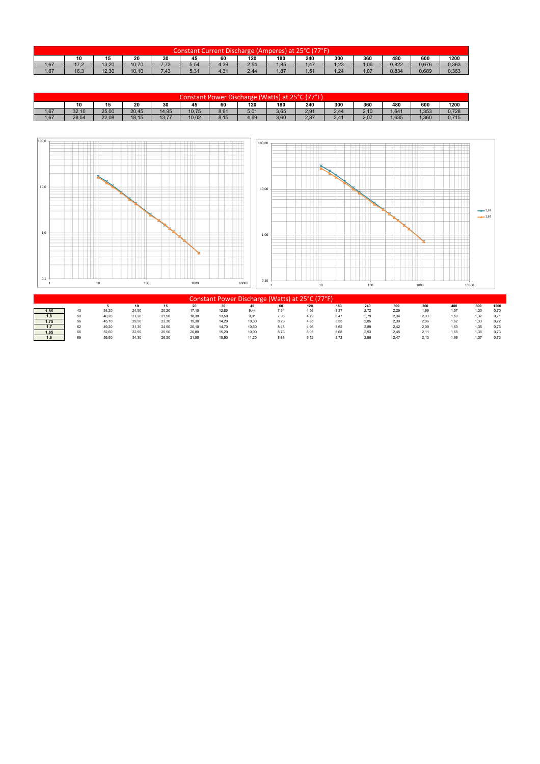| Constant Current Discharge (Amperes) at 25°C (77°F) | | | | | | | | | | | | | | |
|---|---|---|---|---|---|---|---|---|---|---|---|---|---|---|
| | 10 | 15 | 20 | 30 | 45 | 60 | 120 | 180 | 240 | 300 | 360 | 480 | 600 | 1200 |
| 1,67 | 17,2 | 13,20 | 10,70 | 7,73 | 5,54 | 4,39 | 2,54 | 1,85 | 1,47 | 1,23 | 1,06 | 0,822 | 0,676 | 0,363 |
| 1,67 | 16,3 | 12,30 | 10,10 | 7,43 | 5,31 | 4,31 | 2,44 | 1,87 | 1,51 | 1,24 | 1,07 | 0,834 | 0,689 | 0,363 |

| Constant Power Discharge (Watts) at 25°C (77°F) | | | | | | | | | | | | | | |
|---|---|---|---|---|---|---|---|---|---|---|---|---|---|---|
| | 10 | 15 | 20 | 30 | 45 | 60 | 120 | 180 | 240 | 300 | 360 | 480 | 600 | 1200 |
| 1,67 | 32,10 | 25,00 | 20,45 | 14,95 | 10,75 | 8,61 | 5,01 | 3,65 | 2,91 | 2,44 | 2,10 | 1,641 | 1,353 | 0,728 |
| 1,67 | 28,54 | 22,08 | 18,15 | 13,77 | 10,02 | 8,15 | 4,69 | 3,60 | 2,87 | 2,41 | 2,07 | 1,635 | 1,360 | 0,715 |

100,0
10,0
1,0
0,1
1
10
100
1000
10000

100,00
10,00
1,00
0,10
1
10
100
1000
10000
1,67
1,67

| Constant Power Discharge (Watts) at 25°C (77°F) | | | | | | | | | | | | | | | | | |
|---|---|---|---|---|---|---|---|---|---|---|---|---|---|---|---|---|---|
| | | 5 | 10 | 15 | 20 | 30 | 45 | 60 | 120 | 180 | 240 | 300 | 360 | 480 | 600 | 1200 |
| 1,85 | 43 | 34,20 | 24,50 | 20,20 | 17,10 | 12,80 | 9,44 | 7,64 | 4,56 | 3,37 | 2,72 | 2,29 | 1,99 | 1,57 | 1,30 | 0,70 |
| 1,8 | 50 | 40,20 | 27,20 | 21,90 | 18,30 | 13,50 | 9,91 | 7,96 | 4,72 | 3,47 | 2,79 | 2,34 | 2,03 | 1,59 | 1,32 | 0,71 |
| 1,75 | 56 | 45,10 | 29,50 | 23,30 | 19,30 | 14,20 | 10,30 | 8,23 | 4,85 | 3,55 | 2,85 | 2,39 | 2,06 | 1,62 | 1,33 | 0,72 |
| 1,7 | 62 | 49,20 | 31,30 | 24,50 | 20,10 | 14,70 | 10,60 | 8,48 | 4,96 | 3,62 | 2,89 | 2,42 | 2,09 | 1,63 | 1,35 | 0,73 |
| 1,65 | 66 | 52,60 | 32,90 | 25,50 | 20,80 | 15,20 | 10,90 | 8,73 | 5,05 | 3,68 | 2,93 | 2,45 | 2,11 | 1,65 | 1,36 | 0,73 |
| 1,6 | 69 | 55,50 | 34,30 | 26,30 | 21,50 | 15,50 | 11,20 | 8,88 | 5,12 | 3,72 | 2,96 | 2,47 | 2,13 | 1,66 | 1,37 | 0,73 |